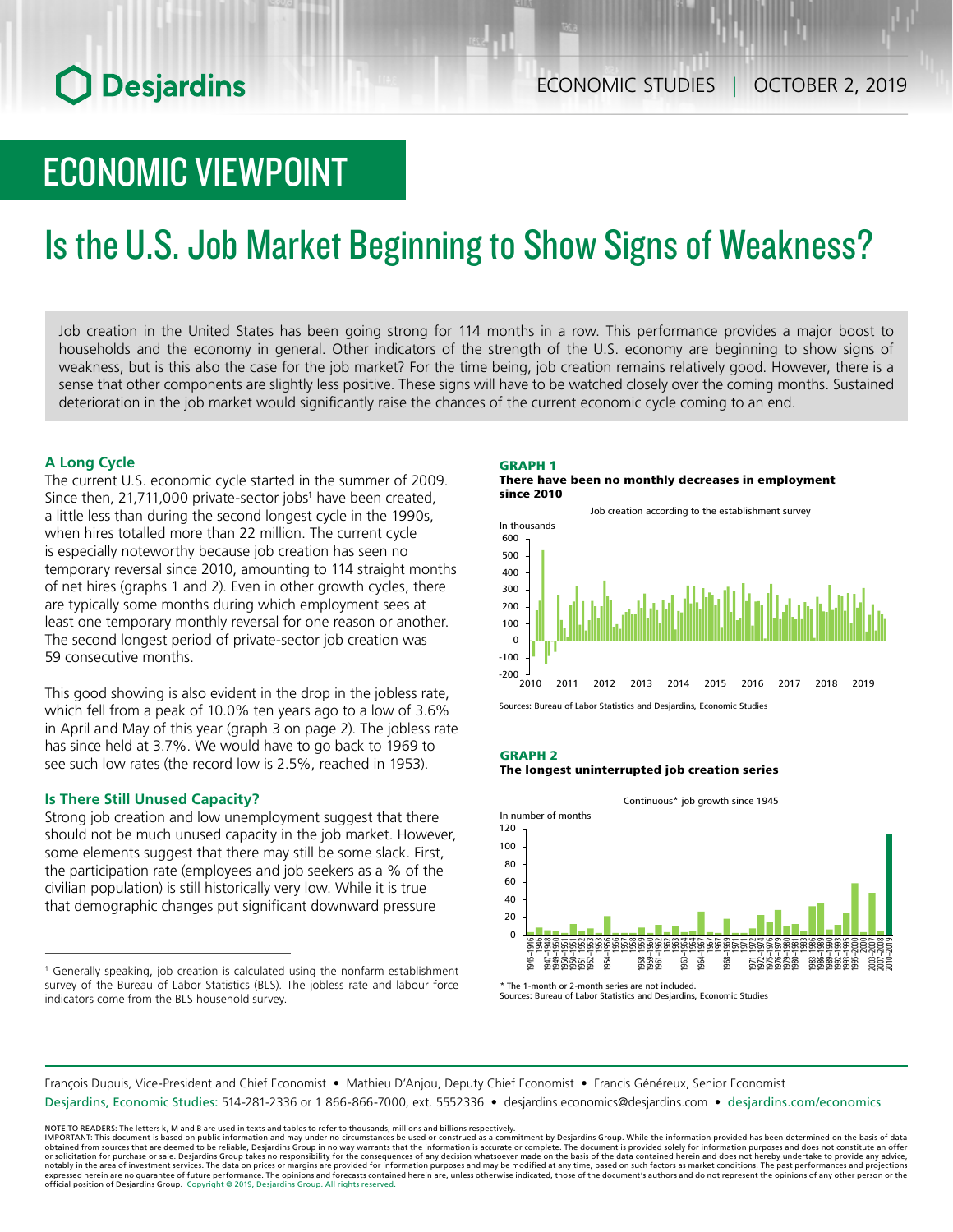# ECONOMIC VIEWPOINT

# Is the U.S. Job Market Beginning to Show Signs of Weakness?

Job creation in the United States has been going strong for 114 months in a row. This performance provides a major boost to households and the economy in general. Other indicators of the strength of the U.S. economy are beginning to show signs of weakness, but is this also the case for the job market? For the time being, job creation remains relatively good. However, there is a sense that other components are slightly less positive. These signs will have to be watched closely over the coming months. Sustained deterioration in the job market would significantly raise the chances of the current economic cycle coming to an end.

### A Long Cycle

The current U.S. economic cycle started in the summer of 2009. Since then, 21,711,000 private-sector jobs[1] have been created, a little less than during the second longest cycle in the 1990s, when hires totalled more than 22 million. The current cycle is especially noteworthy because job creation has seen no temporary reversal since 2010, amounting to 114 straight months of net hires (graphs 1 and 2). Even in other growth cycles, there are typically some months during which employment sees at least one temporary monthly reversal for one reason or another. The second longest period of private-sector job creation was 59 consecutive months.

This good showing is also evident in the drop in the jobless rate, which fell from a peak of 10.0% ten years ago to a low of 3.6% in April and May of this year (graph 3 on page 2). The jobless rate has since held at 3.7%. We would have to go back to 1969 to see such low rates (the record low is 2.5%, reached in 1953).

### Is There Still Unused Capacity?

Strong job creation and low unemployment suggest that there should not be much unused capacity in the job market. However, some elements suggest that there may still be some slack. First, the participation rate (employees and job seekers as a % of the civilian population) is still historically very low. While it is true that demographic changes put significant downward pressure

**GRAPH 1**
**There have been no monthly decreases in employment since 2010**

Job creation according to the establishment survey

Sources: Bureau of Labor Statistics and Desjardins, Economic Studies

**GRAPH 2**
**The longest uninterrupted job creation series**

Continuous* job growth since 1945

\* The 1-month or 2-month series are not included.
Sources: Bureau of Labor Statistics and Desjardins, Economic Studies

[1] Generally speaking, job creation is calculated using the nonfarm establishment survey of the Bureau of Labor Statistics (BLS). The jobless rate and labour force indicators come from the BLS household survey.

François Dupuis, Vice-President and Chief Economist • Mathieu D'Anjou, Deputy Chief Economist • Francis Généreux, Senior Economist
Desjardins, Economic Studies: 514-281-2336 or 1 866-866-7000, ext. 5552336 • desjardins.economics@desjardins.com • desjardins.com/economics

NOTE TO READERS: The letters k, M and B are used in texts and tables to refer to thousands, millions and billions respectively.
IMPORTANT: This document is based on public information and may under no circumstances be used or construed as a commitment by Desjardins Group. While the information provided has been determined on the basis of data obtained from sources that are deemed to be reliable, Desjardins Group in no way warrants that the information is accurate or complete. The document is provided solely for information purposes and does not constitute an offer or solicitation for purchase or sale. Desjardins Group takes no responsibility for the consequences of any decision whatsoever made on the basis of the data contained herein and does not hereby undertake to provide any advice, notably in the area of investment services. The data on prices or margins are provided for information purposes and may be modified at any time, based on such factors as market conditions. The past performances and projections expressed herein are no guarantee of future performance. The opinions and forecasts contained herein are, unless otherwise indicated, those of the document's authors and do not represent the opinions of any other person or the official position of Desjardins Group. Copyright © 2019, Desjardins Group. All rights reserved.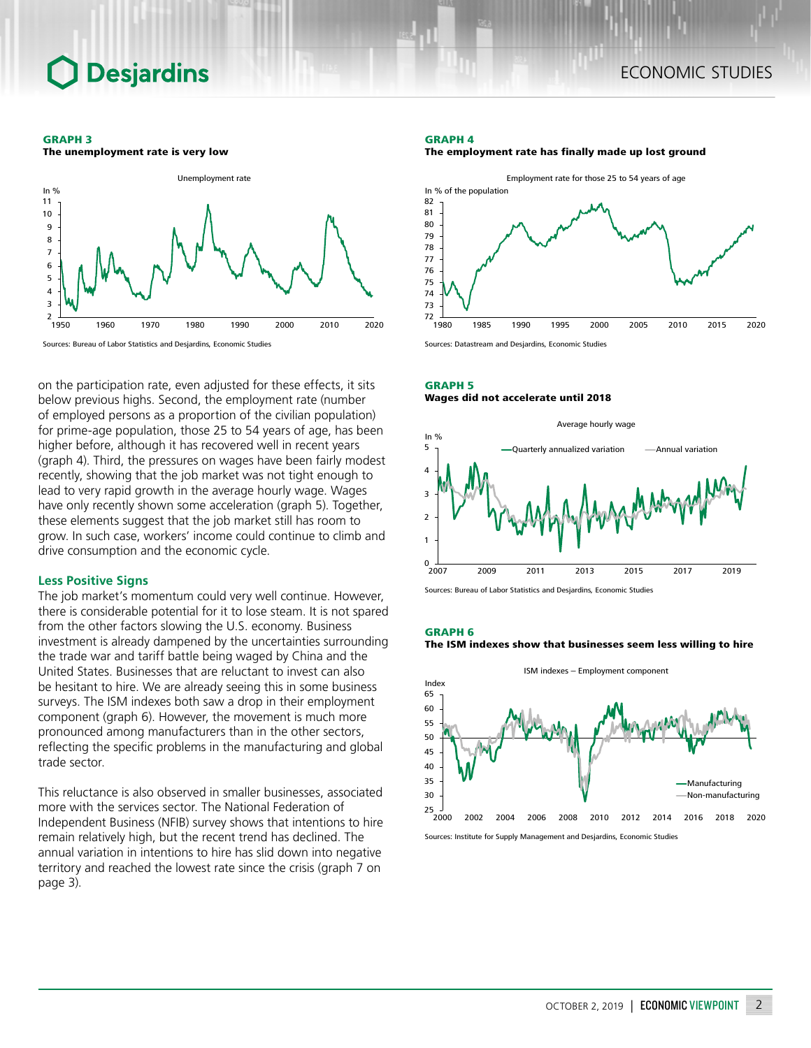**GRAPH 3**
**The unemployment rate is very low**

Sources: Bureau of Labor Statistics and Desjardins, Economic Studies

on the participation rate, even adjusted for these effects, it sits below previous highs. Second, the employment rate (number of employed persons as a proportion of the civilian population) for prime-age population, those 25 to 54 years of age, has been higher before, although it has recovered well in recent years (graph 4). Third, the pressures on wages have been fairly modest recently, showing that the job market was not tight enough to lead to very rapid growth in the average hourly wage. Wages have only recently shown some acceleration (graph 5). Together, these elements suggest that the job market still has room to grow. In such case, workers' income could continue to climb and drive consumption and the economic cycle.

### Less Positive Signs

The job market's momentum could very well continue. However, there is considerable potential for it to lose steam. It is not spared from the other factors slowing the U.S. economy. Business investment is already dampened by the uncertainties surrounding the trade war and tariff battle being waged by China and the United States. Businesses that are reluctant to invest can also be hesitant to hire. We are already seeing this in some business surveys. The ISM indexes both saw a drop in their employment component (graph 6). However, the movement is much more pronounced among manufacturers than in the other sectors, reflecting the specific problems in the manufacturing and global trade sector.

This reluctance is also observed in smaller businesses, associated more with the services sector. The National Federation of Independent Business (NFIB) survey shows that intentions to hire remain relatively high, but the recent trend has declined. The annual variation in intentions to hire has slid down into negative territory and reached the lowest rate since the crisis (graph 7 on page 3).

**GRAPH 4**
**The employment rate has finally made up lost ground**

Sources: Datastream and Desjardins, Economic Studies

**GRAPH 5**
**Wages did not accelerate until 2018**

Sources: Bureau of Labor Statistics and Desjardins, Economic Studies

**GRAPH 6**
**The ISM indexes show that businesses seem less willing to hire**

Sources: Institute for Supply Management and Desjardins, Economic Studies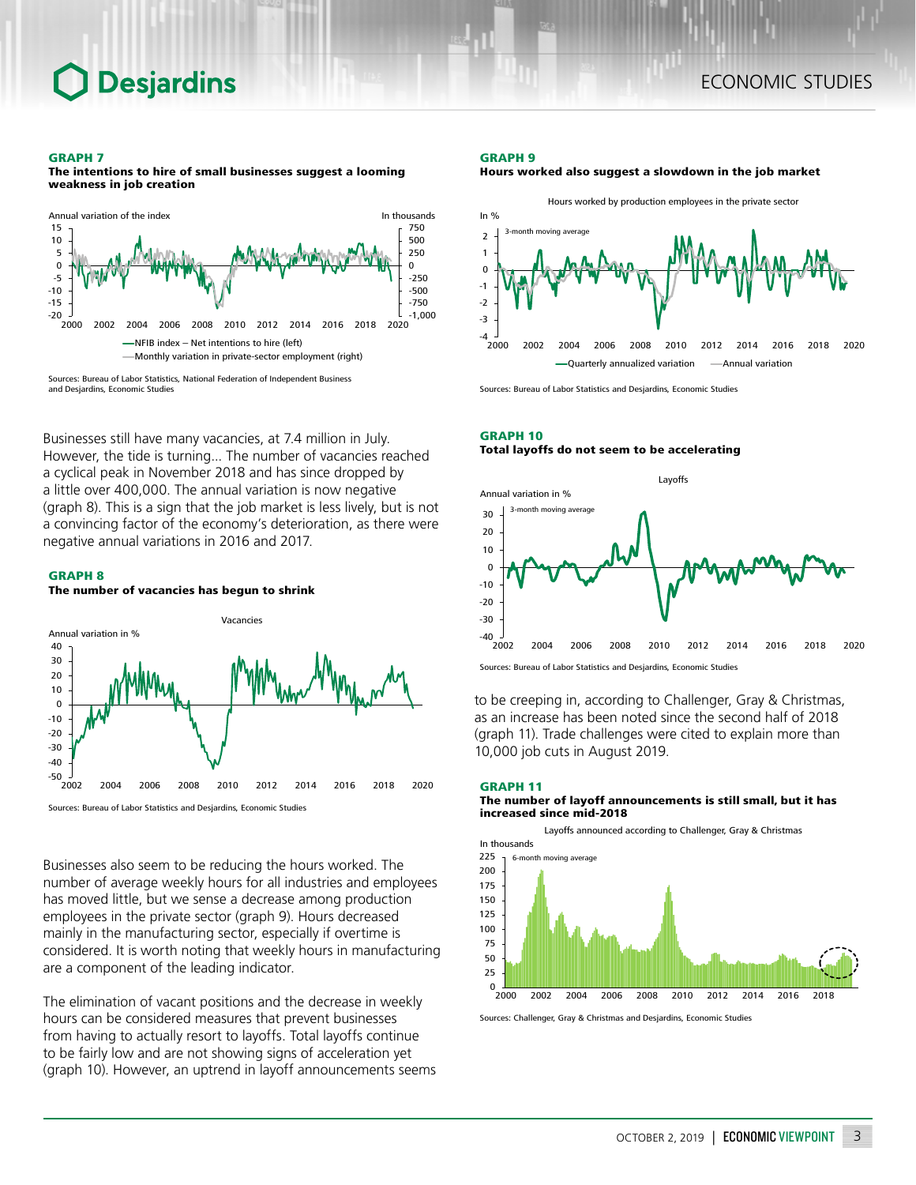**GRAPH 7**
**The intentions to hire of small businesses suggest a looming weakness in job creation**

Sources: Bureau of Labor Statistics, National Federation of Independent Business and Desjardins, Economic Studies

Businesses still have many vacancies, at 7.4 million in July. However, the tide is turning... The number of vacancies reached a cyclical peak in November 2018 and has since dropped by a little over 400,000. The annual variation is now negative (graph 8). This is a sign that the job market is less lively, but is not a convincing factor of the economy's deterioration, as there were negative annual variations in 2016 and 2017.

**GRAPH 8**
**The number of vacancies has begun to shrink**

Sources: Bureau of Labor Statistics and Desjardins, Economic Studies

Businesses also seem to be reducing the hours worked. The number of average weekly hours for all industries and employees has moved little, but we sense a decrease among production employees in the private sector (graph 9). Hours decreased mainly in the manufacturing sector, especially if overtime is considered. It is worth noting that weekly hours in manufacturing are a component of the leading indicator.

The elimination of vacant positions and the decrease in weekly hours can be considered measures that prevent businesses from having to actually resort to layoffs. Total layoffs continue to be fairly low and are not showing signs of acceleration yet (graph 10). However, an uptrend in layoff announcements seems to be creeping in, according to Challenger, Gray & Christmas, as an increase has been noted since the second half of 2018 (graph 11). Trade challenges were cited to explain more than 10,000 job cuts in August 2019.

**GRAPH 9**
**Hours worked also suggest a slowdown in the job market**

Sources: Bureau of Labor Statistics and Desjardins, Economic Studies

**GRAPH 10**
**Total layoffs do not seem to be accelerating**

Sources: Bureau of Labor Statistics and Desjardins, Economic Studies

**GRAPH 11**
**The number of layoff announcements is still small, but it has increased since mid-2018**

Sources: Challenger, Gray & Christmas and Desjardins, Economic Studies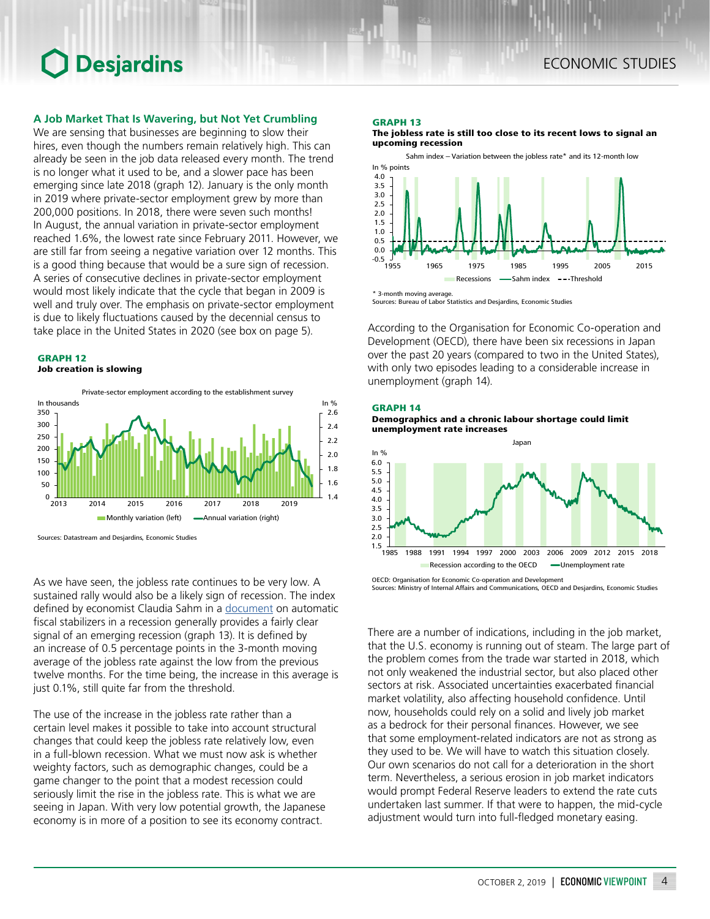## A Job Market That Is Wavering, but Not Yet Crumbling

We are sensing that businesses are beginning to slow their hires, even though the numbers remain relatively high. This can already be seen in the job data released every month. The trend is no longer what it used to be, and a slower pace has been emerging since late 2018 (graph 12). January is the only month in 2019 where private-sector employment grew by more than 200,000 positions. In 2018, there were seven such months! In August, the annual variation in private-sector employment reached 1.6%, the lowest rate since February 2011. However, we are still far from seeing a negative variation over 12 months. This is a good thing because that would be a sure sign of recession. A series of consecutive declines in private-sector employment would most likely indicate that the cycle that began in 2009 is well and truly over. The emphasis on private-sector employment is due to likely fluctuations caused by the decennial census to take place in the United States in 2020 (see box on page 5).

**GRAPH 12**
**Job creation is slowing**

Private-sector employment according to the establishment survey

Sources: Datastream and Desjardins, Economic Studies

As we have seen, the jobless rate continues to be very low. A sustained rally would also be a likely sign of recession. The index defined by economist Claudia Sahm in a document on automatic fiscal stabilizers in a recession generally provides a fairly clear signal of an emerging recession (graph 13). It is defined by an increase of 0.5 percentage points in the 3-month moving average of the jobless rate against the low from the previous twelve months. For the time being, the increase in this average is just 0.1%, still quite far from the threshold.

The use of the increase in the jobless rate rather than a certain level makes it possible to take into account structural changes that could keep the jobless rate relatively low, even in a full-blown recession. What we must now ask is whether weighty factors, such as demographic changes, could be a game changer to the point that a modest recession could seriously limit the rise in the jobless rate. This is what we are seeing in Japan. With very low potential growth, the Japanese economy is in more of a position to see its economy contract.

**GRAPH 13**
**The jobless rate is still too close to its recent lows to signal an upcoming recession**

Sahm index – Variation between the jobless rate* and its 12-month low

\* 3-month moving average.
Sources: Bureau of Labor Statistics and Desjardins, Economic Studies

According to the Organisation for Economic Co-operation and Development (OECD), there have been six recessions in Japan over the past 20 years (compared to two in the United States), with only two episodes leading to a considerable increase in unemployment (graph 14).

**GRAPH 14**
**Demographics and a chronic labour shortage could limit unemployment rate increases**

Japan

OECD: Organisation for Economic Co-operation and Development
Sources: Ministry of Internal Affairs and Communications, OECD and Desjardins, Economic Studies

There are a number of indications, including in the job market, that the U.S. economy is running out of steam. The large part of the problem comes from the trade war started in 2018, which not only weakened the industrial sector, but also placed other sectors at risk. Associated uncertainties exacerbated financial market volatility, also affecting household confidence. Until now, households could rely on a solid and lively job market as a bedrock for their personal finances. However, we see that some employment-related indicators are not as strong as they used to be. We will have to watch this situation closely. Our own scenarios do not call for a deterioration in the short term. Nevertheless, a serious erosion in job market indicators would prompt Federal Reserve leaders to extend the rate cuts undertaken last summer. If that were to happen, the mid-cycle adjustment would turn into full-fledged monetary easing.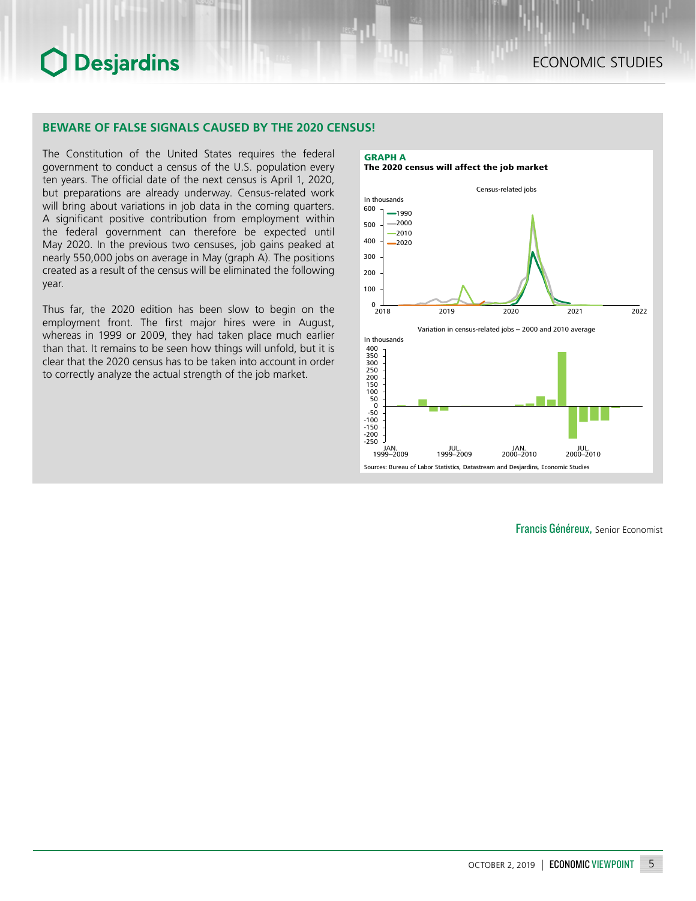## BEWARE OF FALSE SIGNALS CAUSED BY THE 2020 CENSUS!

The Constitution of the United States requires the federal government to conduct a census of the U.S. population every ten years. The official date of the next census is April 1, 2020, but preparations are already underway. Census-related work will bring about variations in job data in the coming quarters. A significant positive contribution from employment within the federal government can therefore be expected until May 2020. In the previous two censuses, job gains peaked at nearly 550,000 jobs on average in May (graph A). The positions created as a result of the census will be eliminated the following year.

Thus far, the 2020 edition has been slow to begin on the employment front. The first major hires were in August, whereas in 1999 or 2009, they had taken place much earlier than that. It remains to be seen how things will unfold, but it is clear that the 2020 census has to be taken into account in order to correctly analyze the actual strength of the job market.

**GRAPH A**
**The 2020 census will affect the job market**

Census-related jobs

In thousands

600
500
400
300
200
100
0

2018 2019 2020 2021 2022

1990
2000
2010
2020

Variation in census-related jobs – 2000 and 2010 average

In thousands

400
350
300
250
200
150
100
50
0
-50
-100
-150
-200
-250

JAN. 1999–2009
JUL. 1999–2009
JAN. 2000–2010
JUL. 2000–2010

Sources: Bureau of Labor Statistics, Datastream and Desjardins, Economic Studies

Francis Généreux, Senior Economist